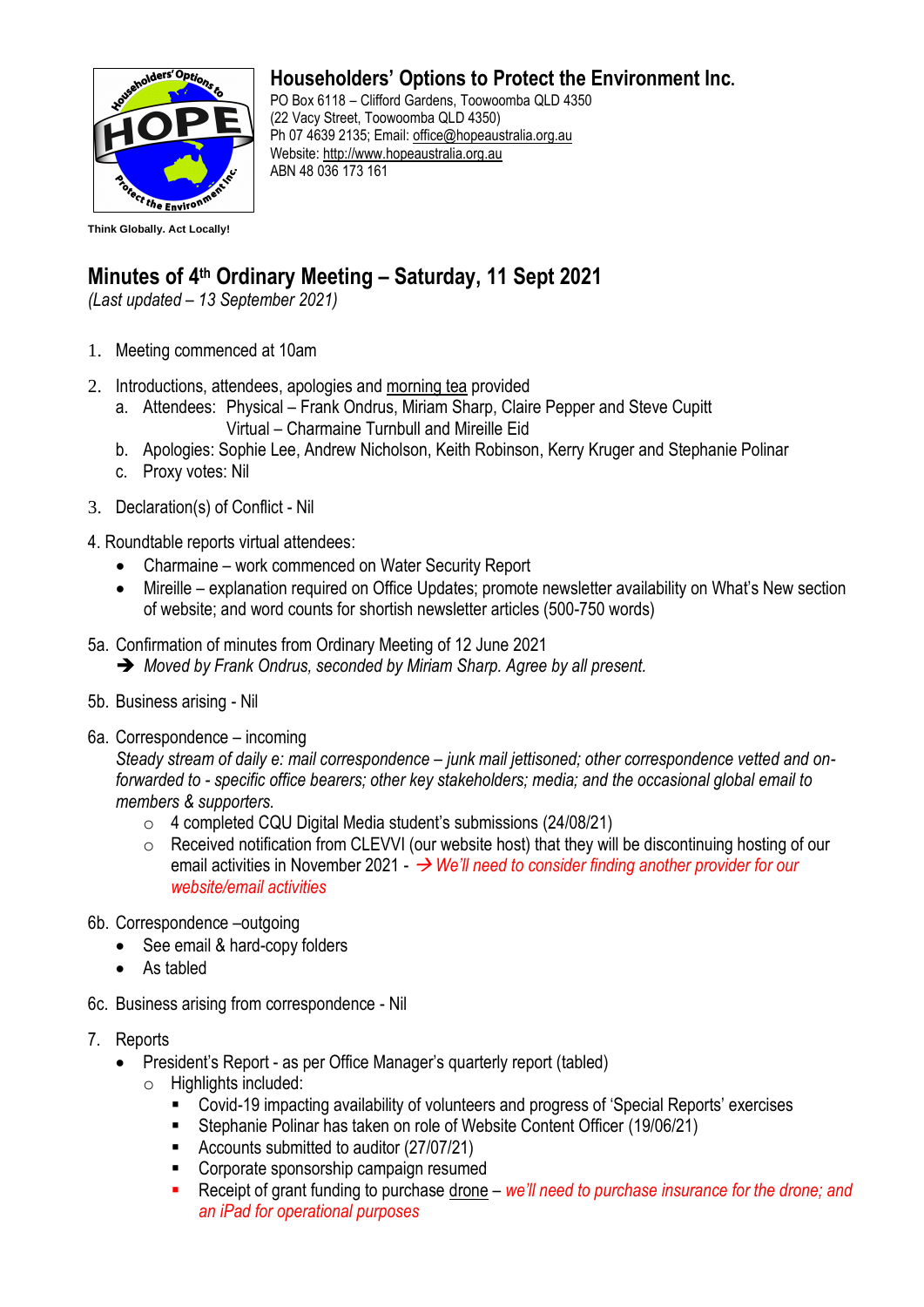**Householders' Options to Protect the Environment Inc.**
PO Box 6118 – Clifford Gardens, Toowoomba QLD 4350
(22 Vacy Street, Toowoomba QLD 4350)
Ph 07 4639 2135; Email: office@hopeaustralia.org.au
Website: http://www.hopeaustralia.org.au
ABN 48 036 173 161

**Think Globally. Act Locally!**

# Minutes of 4th Ordinary Meeting – Saturday, 11 Sept 2021

*(Last updated – 13 September 2021)*

1. Meeting commenced at 10am

2. Introductions, attendees, apologies and morning tea provided
   a. Attendees: Physical – Frank Ondrus, Miriam Sharp, Claire Pepper and Steve Cupitt
      Virtual – Charmaine Turnbull and Mireille Eid
   b. Apologies: Sophie Lee, Andrew Nicholson, Keith Robinson, Kerry Kruger and Stephanie Polinar
   c. Proxy votes: Nil

3. Declaration(s) of Conflict - Nil

4. Roundtable reports virtual attendees:
   - Charmaine – work commenced on Water Security Report
   - Mireille – explanation required on Office Updates; promote newsletter availability on What's New section of website; and word counts for shortish newsletter articles (500-750 words)

5a. Confirmation of minutes from Ordinary Meeting of 12 June 2021
   ➔ *Moved by Frank Ondrus, seconded by Miriam Sharp. Agree by all present.*

5b. Business arising - Nil

6a. Correspondence – incoming
   *Steady stream of daily e: mail correspondence – junk mail jettisoned; other correspondence vetted and on-forwarded to - specific office bearers; other key stakeholders; media; and the occasional global email to members & supporters.*
   - 4 completed CQU Digital Media student's submissions (24/08/21)
   - Received notification from CLEVVI (our website host) that they will be discontinuing hosting of our email activities in November 2021 - → *We'll need to consider finding another provider for our website/email activities*

6b. Correspondence –outgoing
   - See email & hard-copy folders
   - As tabled

6c. Business arising from correspondence - Nil

7. Reports
   - President's Report - as per Office Manager's quarterly report (tabled)
     - Highlights included:
       - Covid-19 impacting availability of volunteers and progress of 'Special Reports' exercises
       - Stephanie Polinar has taken on role of Website Content Officer (19/06/21)
       - Accounts submitted to auditor (27/07/21)
       - Corporate sponsorship campaign resumed
       - Receipt of grant funding to purchase drone – *we'll need to purchase insurance for the drone; and an iPad for operational purposes*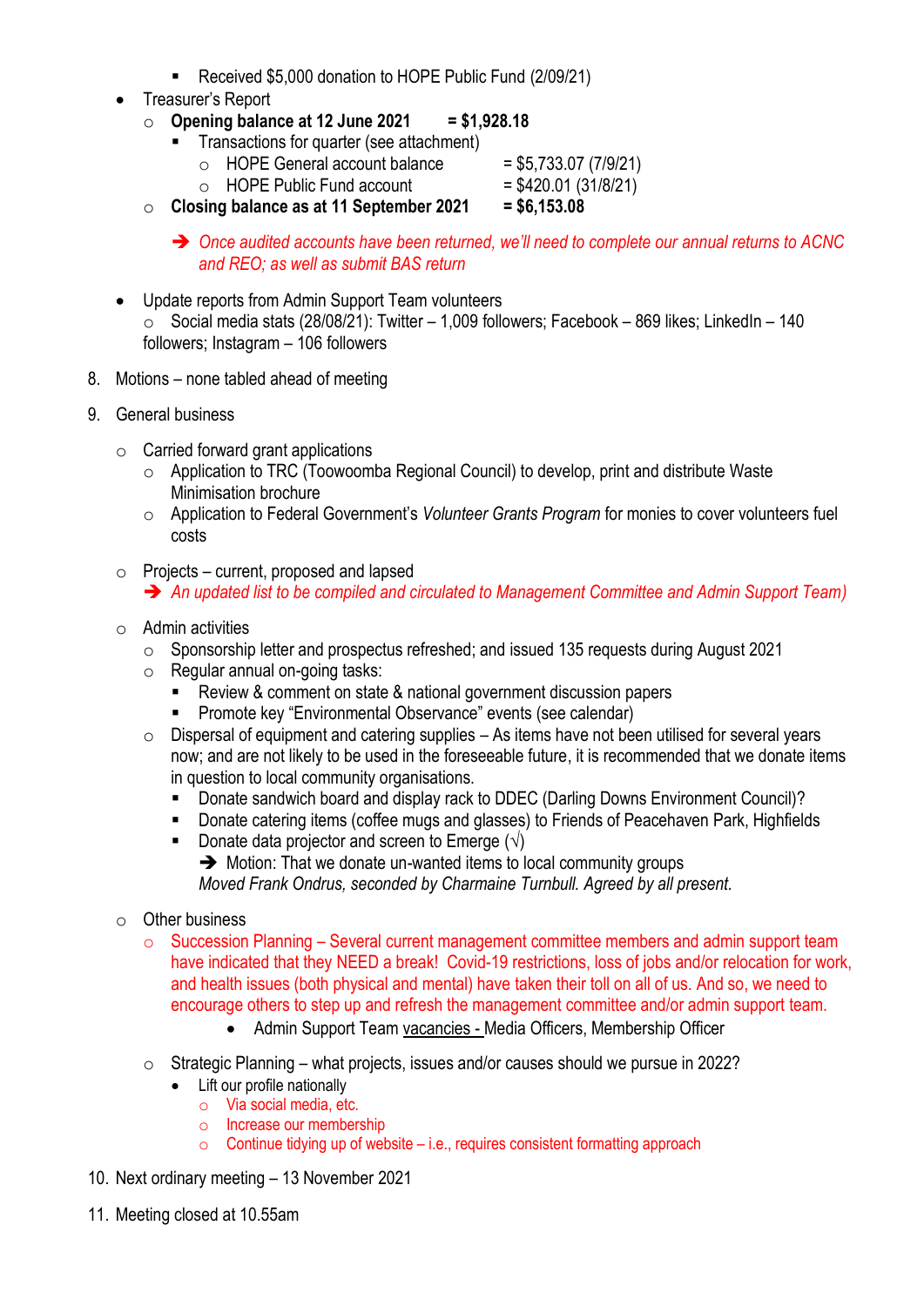- Received $5,000 donation to HOPE Public Fund (2/09/21)

- Treasurer's Report
    - **Opening balance at 12 June 2021 = $1,928.18**
        - Transactions for quarter (see attachment)
            - HOPE General account balance = $5,733.07 (7/9/21)
            - HOPE Public Fund account = $420.01 (31/8/21)
    - **Closing balance as at 11 September 2021 = $6,153.08**

        ➔ *Once audited accounts have been returned, we'll need to complete our annual returns to ACNC and REO; as well as submit BAS return*

- Update reports from Admin Support Team volunteers
    - Social media stats (28/08/21): Twitter – 1,009 followers; Facebook – 869 likes; LinkedIn – 140 followers; Instagram – 106 followers

8. Motions – none tabled ahead of meeting

9. General business

    - Carried forward grant applications
        - Application to TRC (Toowoomba Regional Council) to develop, print and distribute Waste Minimisation brochure
        - Application to Federal Government's *Volunteer Grants Program* for monies to cover volunteers fuel costs

    - Projects – current, proposed and lapsed

        ➔ *An updated list to be compiled and circulated to Management Committee and Admin Support Team)*

    - Admin activities
        - Sponsorship letter and prospectus refreshed; and issued 135 requests during August 2021
        - Regular annual on-going tasks:
            - Review & comment on state & national government discussion papers
            - Promote key "Environmental Observance" events (see calendar)
        - Dispersal of equipment and catering supplies – As items have not been utilised for several years now; and are not likely to be used in the foreseeable future, it is recommended that we donate items in question to local community organisations.
            - Donate sandwich board and display rack to DDEC (Darling Downs Environment Council)?
            - Donate catering items (coffee mugs and glasses) to Friends of Peacehaven Park, Highfields
            - Donate data projector and screen to Emerge (√)

                ➔ Motion: That we donate un-wanted items to local community groups

                *Moved Frank Ondrus, seconded by Charmaine Turnbull. Agreed by all present.*

    - Other business
        - Succession Planning – Several current management committee members and admin support team have indicated that they NEED a break! Covid-19 restrictions, loss of jobs and/or relocation for work, and health issues (both physical and mental) have taken their toll on all of us. And so, we need to encourage others to step up and refresh the management committee and/or admin support team.
            - Admin Support Team vacancies - Media Officers, Membership Officer

        - Strategic Planning – what projects, issues and/or causes should we pursue in 2022?
            - Lift our profile nationally
                - Via social media, etc.
                - Increase our membership
                - Continue tidying up of website – i.e., requires consistent formatting approach

10. Next ordinary meeting – 13 November 2021

11. Meeting closed at 10.55am